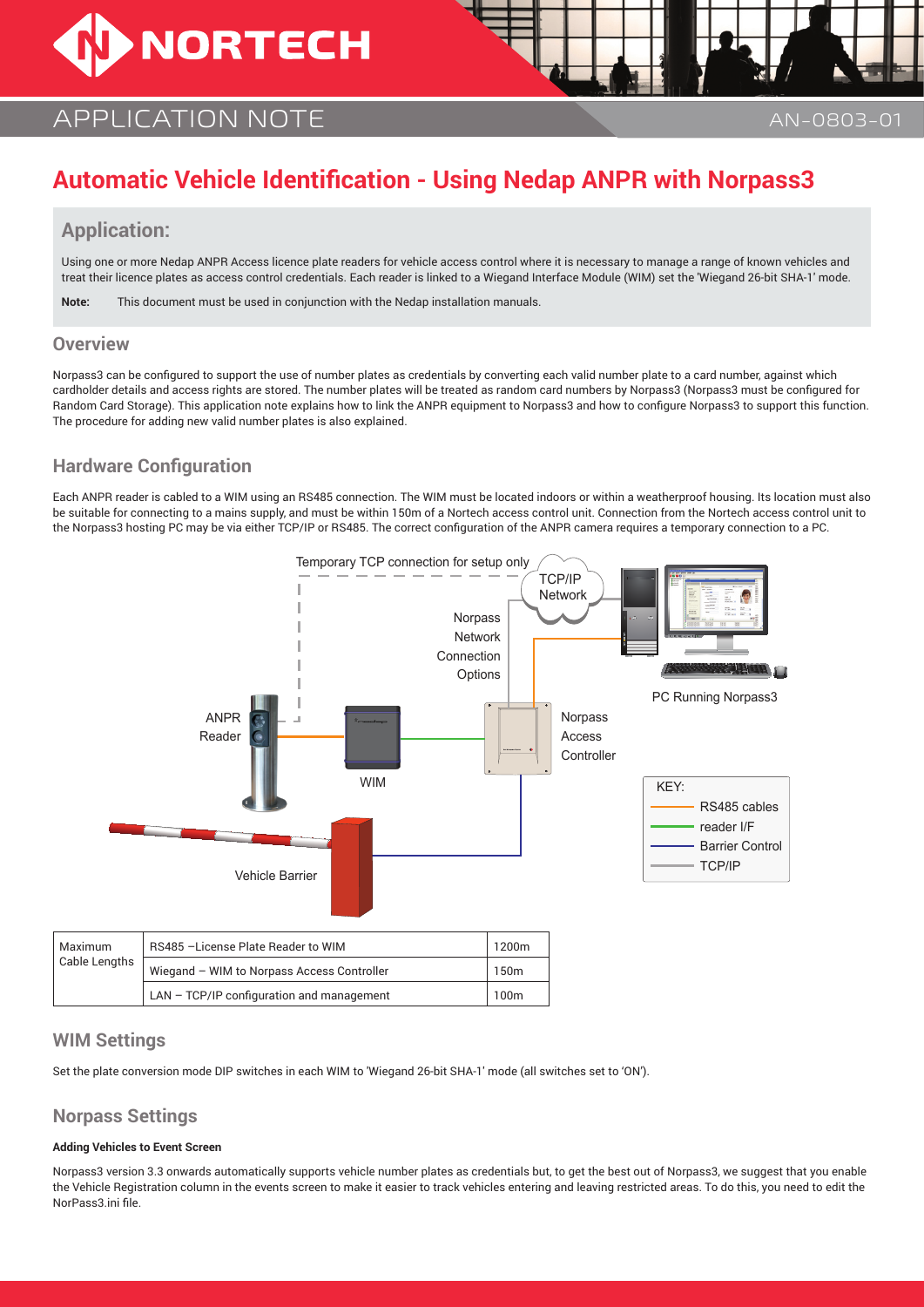# Automatic Vehicle Identification - Using Nedap ANPR with Norpass3

## Application:

Using one or more Nedap ANPR Access licence plate readers for vehicle access control where it is necessary to manage a range of known vehicles and treat their licence plates as access control credentials. Each reader is linked to a Wiegand Interface Module (WIM) set the 'Wiegand 26-bit SHA-1' mode.

**Note:** This document must be used in conjunction with the Nedap installation manuals.

## Overview

Norpass3 can be configured to support the use of number plates as credentials by converting each valid number plate to a card number, against which cardholder details and access rights are stored. The number plates will be treated as random card numbers by Norpass3 (Norpass3 must be configured for Random Card Storage). This application note explains how to link the ANPR equipment to Norpass3 and how to configure Norpass3 to support this function. The procedure for adding new valid number plates is also explained.

## Hardware Configuration

Each ANPR reader is cabled to a WIM using an RS485 connection. The WIM must be located indoors or within a weatherproof housing. Its location must also be suitable for connecting to a mains supply, and must be within 150m of a Nortech access control unit. Connection from the Nortech access control unit to the Norpass3 hosting PC may be via either TCP/IP or RS485. The correct configuration of the ANPR camera requires a temporary connection to a PC.

Temporary TCP connection for setup only

TCP/IP Network

Norpass Network Connection Options

PC Running Norpass3

ANPR Reader

WIM

Norpass Access Controller

Vehicle Barrier

KEY:
- RS485 cables
- reader I/F
- Barrier Control
- TCP/IP

| Maximum Cable Lengths | RS485 –License Plate Reader to WIM | 1200m |
|---|---|---|
| | Wiegand – WIM to Norpass Access Controller | 150m |
| | LAN – TCP/IP configuration and management | 100m |

## WIM Settings

Set the plate conversion mode DIP switches in each WIM to 'Wiegand 26-bit SHA-1' mode (all switches set to 'ON').

## Norpass Settings

#### Adding Vehicles to Event Screen

Norpass3 version 3.3 onwards automatically supports vehicle number plates as credentials but, to get the best out of Norpass3, we suggest that you enable the Vehicle Registration column in the events screen to make it easier to track vehicles entering and leaving restricted areas. To do this, you need to edit the NorPass3.ini file.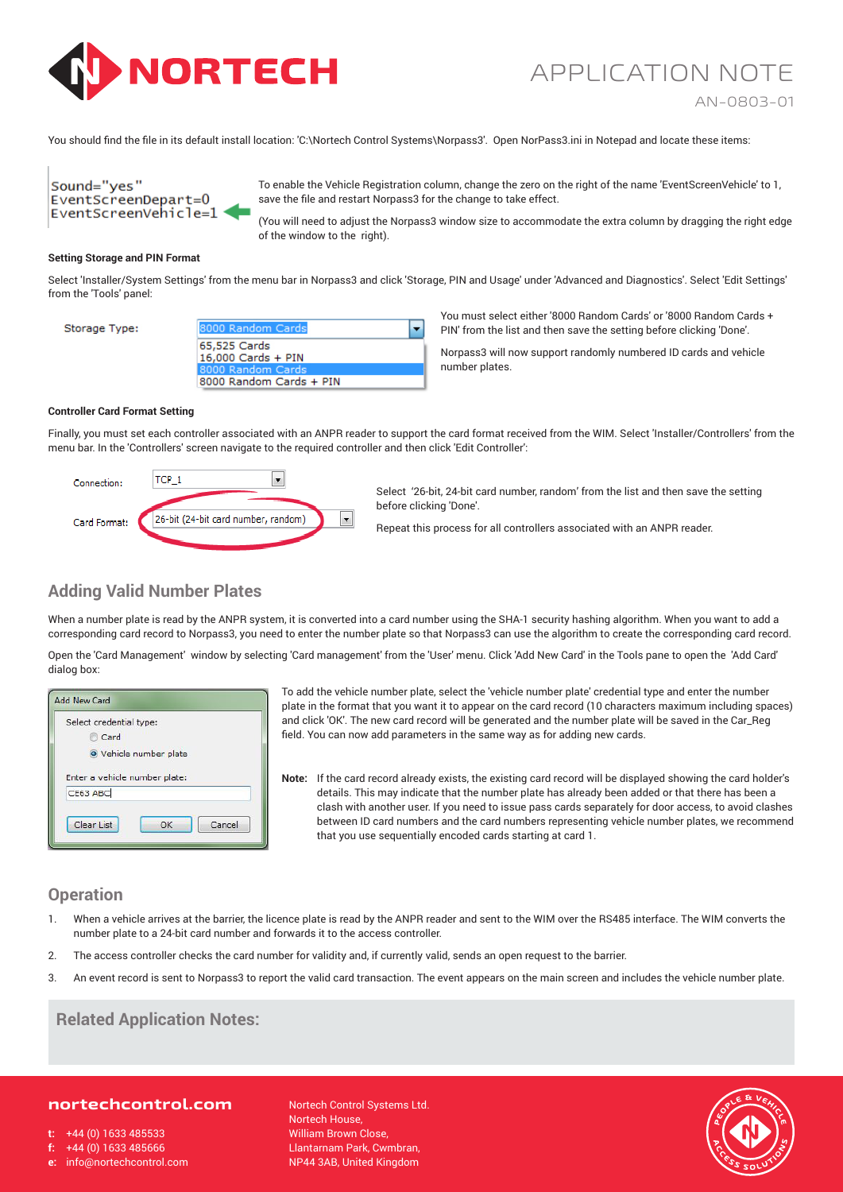You should find the file in its default install location: 'C:\Nortech Control Systems\Norpass3'. Open NorPass3.ini in Notepad and locate these items:

```
Sound="yes"
EventScreenDepart=0
EventScreenVehicle=1
```

To enable the Vehicle Registration column, change the zero on the right of the name 'EventScreenVehicle' to 1, save the file and restart Norpass3 for the change to take effect.

(You will need to adjust the Norpass3 window size to accommodate the extra column by dragging the right edge of the window to the right).

**Setting Storage and PIN Format**

Select 'Installer/System Settings' from the menu bar in Norpass3 and click 'Storage, PIN and Usage' under 'Advanced and Diagnostics'. Select 'Edit Settings' from the 'Tools' panel:

Storage Type: 8000 Random Cards
- 65,525 Cards
- 16,000 Cards + PIN
- 8000 Random Cards
- 8000 Random Cards + PIN

You must select either '8000 Random Cards' or '8000 Random Cards + PIN' from the list and then save the setting before clicking 'Done'.

Norpass3 will now support randomly numbered ID cards and vehicle number plates.

**Controller Card Format Setting**

Finally, you must set each controller associated with an ANPR reader to support the card format received from the WIM. Select 'Installer/Controllers' from the menu bar. In the 'Controllers' screen navigate to the required controller and then click 'Edit Controller':

Connection: TCP_1

Card Format: 26-bit (24-bit card number, random)

Select '26-bit, 24-bit card number, random' from the list and then save the setting before clicking 'Done'.

Repeat this process for all controllers associated with an ANPR reader.

## Adding Valid Number Plates

When a number plate is read by the ANPR system, it is converted into a card number using the SHA-1 security hashing algorithm. When you want to add a corresponding card record to Norpass3, you need to enter the number plate so that Norpass3 can use the algorithm to create the corresponding card record.

Open the 'Card Management' window by selecting 'Card management' from the 'User' menu. Click 'Add New Card' in the Tools pane to open the 'Add Card' dialog box:

Add New Card

Select credential type:
- Card
- Vehicle number plate

Enter a vehicle number plate:
CE63 ABC

Clear List | OK | Cancel

To add the vehicle number plate, select the 'vehicle number plate' credential type and enter the number plate in the format that you want it to appear on the card record (10 characters maximum including spaces) and click 'OK'. The new card record will be generated and the number plate will be saved in the Car_Reg field. You can now add parameters in the same way as for adding new cards.

**Note:** If the card record already exists, the existing card record will be displayed showing the card holder's details. This may indicate that the number plate has already been added or that there has been a clash with another user. If you need to issue pass cards separately for door access, to avoid clashes between ID card numbers and the card numbers representing vehicle number plates, we recommend that you use sequentially encoded cards starting at card 1.

## Operation

1. When a vehicle arrives at the barrier, the licence plate is read by the ANPR reader and sent to the WIM over the RS485 interface. The WIM converts the number plate to a 24-bit card number and forwards it to the access controller.
2. The access controller checks the card number for validity and, if currently valid, sends an open request to the barrier.
3. An event record is sent to Norpass3 to report the valid card transaction. The event appears on the main screen and includes the vehicle number plate.

## Related Application Notes:

**nortechcontrol.com**

t: +44 (0) 1633 485533
f: +44 (0) 1633 485666
e: info@nortechcontrol.com

Nortech Control Systems Ltd.
Nortech House,
William Brown Close,
Llantarnam Park, Cwmbran,
NP44 3AB, United Kingdom